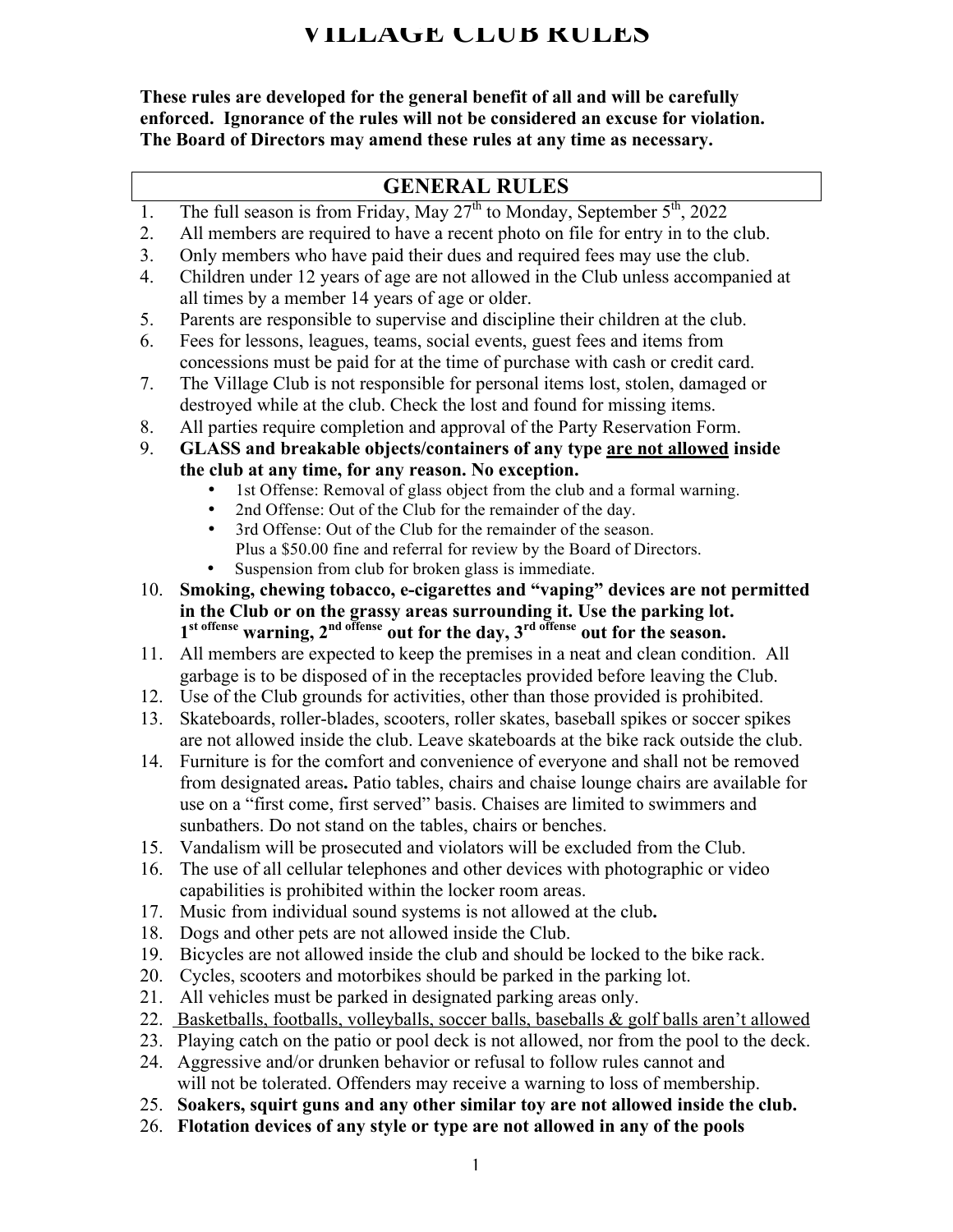# VILLAGE CLUB RULES

**These rules are developed for the general benefit of all and will be carefully enforced. Ignorance of the rules will not be considered an excuse for violation. The Board of Directors may amend these rules at any time as necessary.**

## GENERAL RULES

1. The full season is from Friday, May 27th to Monday, September 5th, 2022
2. All members are required to have a recent photo on file for entry in to the club.
3. Only members who have paid their dues and required fees may use the club.
4. Children under 12 years of age are not allowed in the Club unless accompanied at all times by a member 14 years of age or older.
5. Parents are responsible to supervise and discipline their children at the club.
6. Fees for lessons, leagues, teams, social events, guest fees and items from concessions must be paid for at the time of purchase with cash or credit card.
7. The Village Club is not responsible for personal items lost, stolen, damaged or destroyed while at the club. Check the lost and found for missing items.
8. All parties require completion and approval of the Party Reservation Form.
9. **GLASS and breakable objects/containers of any type <u>are not allowed</u> inside the club at any time, for any reason. No exception.**
   - 1st Offense: Removal of glass object from the club and a formal warning.
   - 2nd Offense: Out of the Club for the remainder of the day.
   - 3rd Offense: Out of the Club for the remainder of the season. Plus a $50.00 fine and referral for review by the Board of Directors.
   - Suspension from club for broken glass is immediate.
10. **Smoking, chewing tobacco, e-cigarettes and "vaping" devices are not permitted in the Club or on the grassy areas surrounding it. Use the parking lot. 1st offense warning, 2nd offense out for the day, 3rd offense out for the season.**
11. All members are expected to keep the premises in a neat and clean condition. All garbage is to be disposed of in the receptacles provided before leaving the Club.
12. Use of the Club grounds for activities, other than those provided is prohibited.
13. Skateboards, roller-blades, scooters, roller skates, baseball spikes or soccer spikes are not allowed inside the club. Leave skateboards at the bike rack outside the club.
14. Furniture is for the comfort and convenience of everyone and shall not be removed from designated areas**.** Patio tables, chairs and chaise lounge chairs are available for use on a "first come, first served" basis. Chaises are limited to swimmers and sunbathers. Do not stand on the tables, chairs or benches.
15. Vandalism will be prosecuted and violators will be excluded from the Club.
16. The use of all cellular telephones and other devices with photographic or video capabilities is prohibited within the locker room areas.
17. Music from individual sound systems is not allowed at the club**.**
18. Dogs and other pets are not allowed inside the Club.
19. Bicycles are not allowed inside the club and should be locked to the bike rack.
20. Cycles, scooters and motorbikes should be parked in the parking lot.
21. All vehicles must be parked in designated parking areas only.
22. <u>Basketballs, footballs, volleyballs, soccer balls, baseballs & golf balls aren't allowed</u>
23. Playing catch on the patio or pool deck is not allowed, nor from the pool to the deck.
24. Aggressive and/or drunken behavior or refusal to follow rules cannot and will not be tolerated. Offenders may receive a warning to loss of membership.
25. **Soakers, squirt guns and any other similar toy are not allowed inside the club.**
26. **Flotation devices of any style or type are not allowed in any of the pools**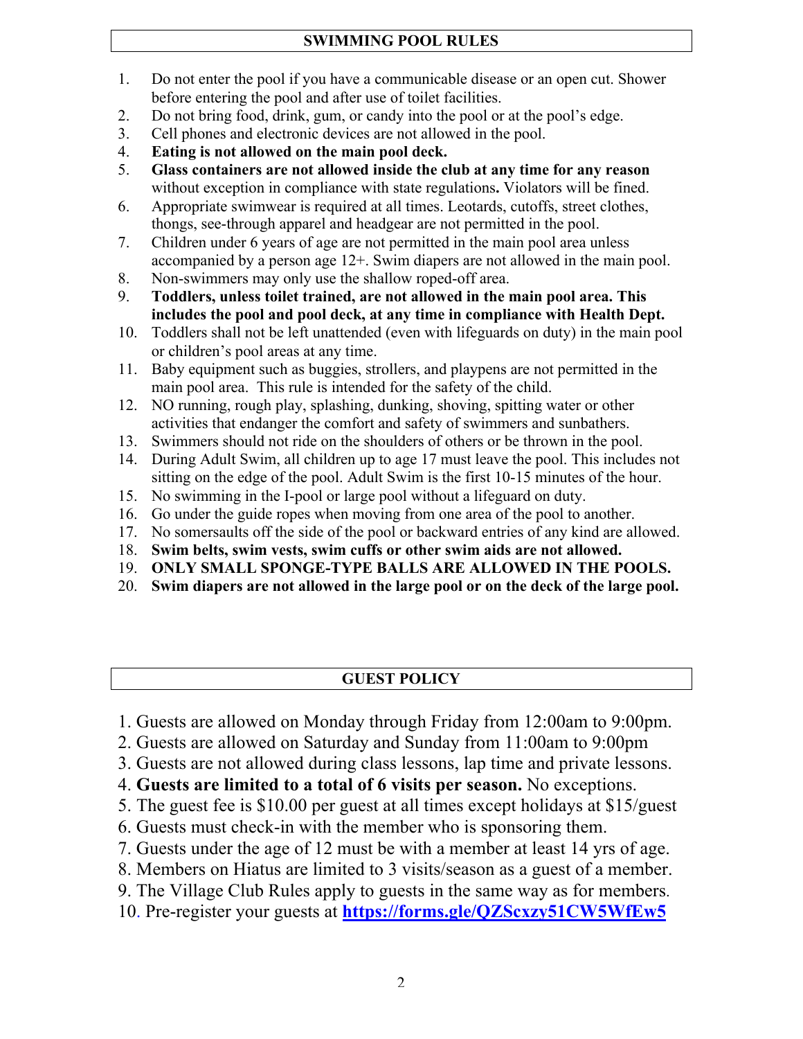## SWIMMING POOL RULES

1. Do not enter the pool if you have a communicable disease or an open cut. Shower before entering the pool and after use of toilet facilities.
2. Do not bring food, drink, gum, or candy into the pool or at the pool's edge.
3. Cell phones and electronic devices are not allowed in the pool.
4. **Eating is not allowed on the main pool deck.**
5. **Glass containers are not allowed inside the club at any time for any reason** without exception in compliance with state regulations**.** Violators will be fined.
6. Appropriate swimwear is required at all times. Leotards, cutoffs, street clothes, thongs, see-through apparel and headgear are not permitted in the pool.
7. Children under 6 years of age are not permitted in the main pool area unless accompanied by a person age 12+. Swim diapers are not allowed in the main pool.
8. Non-swimmers may only use the shallow roped-off area.
9. **Toddlers, unless toilet trained, are not allowed in the main pool area. This includes the pool and pool deck, at any time in compliance with Health Dept.**
10. Toddlers shall not be left unattended (even with lifeguards on duty) in the main pool or children's pool areas at any time.
11. Baby equipment such as buggies, strollers, and playpens are not permitted in the main pool area. This rule is intended for the safety of the child.
12. NO running, rough play, splashing, dunking, shoving, spitting water or other activities that endanger the comfort and safety of swimmers and sunbathers.
13. Swimmers should not ride on the shoulders of others or be thrown in the pool.
14. During Adult Swim, all children up to age 17 must leave the pool. This includes not sitting on the edge of the pool. Adult Swim is the first 10-15 minutes of the hour.
15. No swimming in the I-pool or large pool without a lifeguard on duty.
16. Go under the guide ropes when moving from one area of the pool to another.
17. No somersaults off the side of the pool or backward entries of any kind are allowed.
18. **Swim belts, swim vests, swim cuffs or other swim aids are not allowed.**
19. **ONLY SMALL SPONGE-TYPE BALLS ARE ALLOWED IN THE POOLS.**
20. **Swim diapers are not allowed in the large pool or on the deck of the large pool.**

## GUEST POLICY

1. Guests are allowed on Monday through Friday from 12:00am to 9:00pm.
2. Guests are allowed on Saturday and Sunday from 11:00am to 9:00pm
3. Guests are not allowed during class lessons, lap time and private lessons.
4. **Guests are limited to a total of 6 visits per season.** No exceptions.
5. The guest fee is $10.00 per guest at all times except holidays at $15/guest
6. Guests must check-in with the member who is sponsoring them.
7. Guests under the age of 12 must be with a member at least 14 yrs of age.
8. Members on Hiatus are limited to 3 visits/season as a guest of a member.
9. The Village Club Rules apply to guests in the same way as for members.
10. Pre-register your guests at **https://forms.gle/QZScxzy51CW5WfEw5**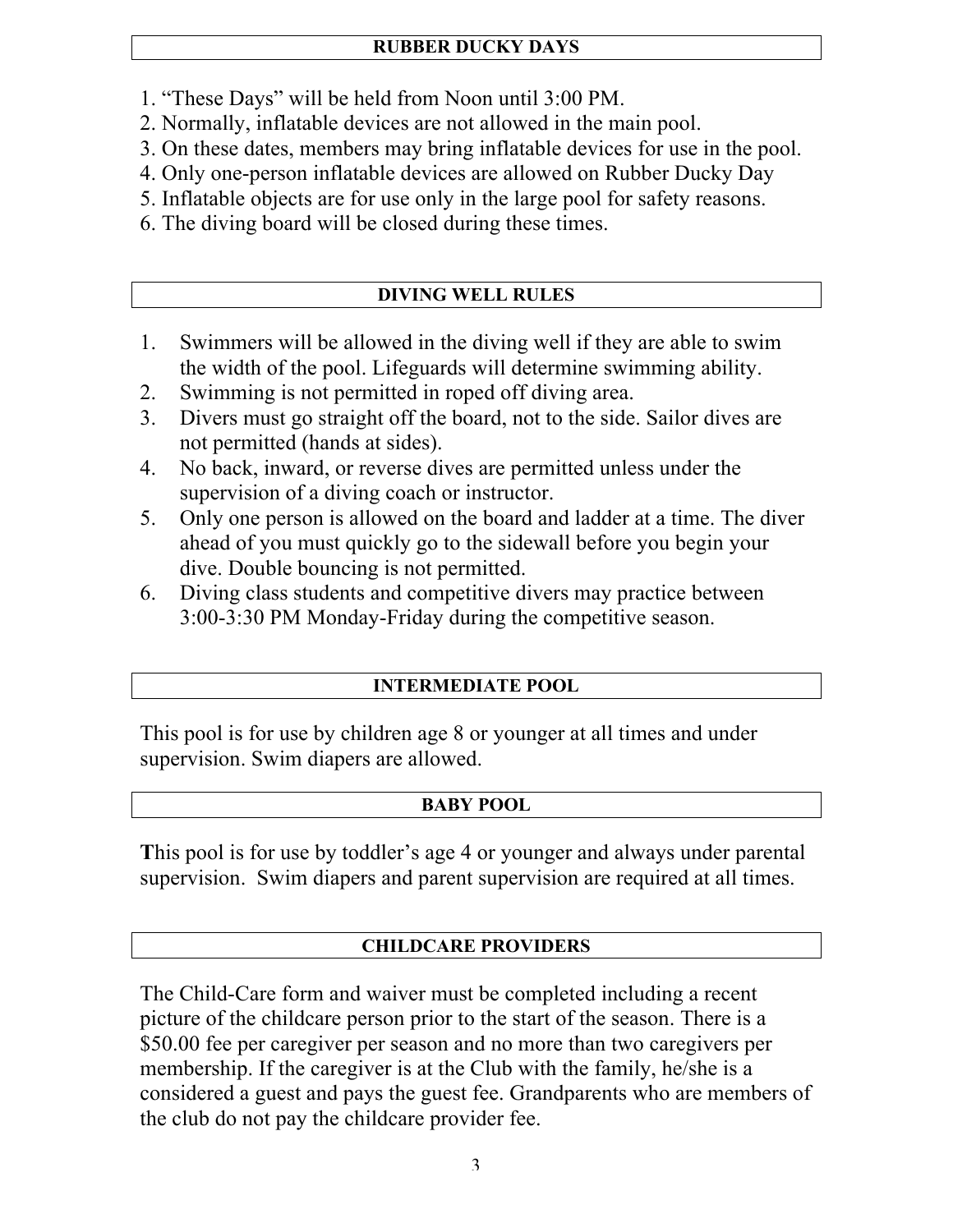## RUBBER DUCKY DAYS

1. "These Days" will be held from Noon until 3:00 PM.
2. Normally, inflatable devices are not allowed in the main pool.
3. On these dates, members may bring inflatable devices for use in the pool.
4. Only one-person inflatable devices are allowed on Rubber Ducky Day
5. Inflatable objects are for use only in the large pool for safety reasons.
6. The diving board will be closed during these times.

## DIVING WELL RULES

1. Swimmers will be allowed in the diving well if they are able to swim the width of the pool. Lifeguards will determine swimming ability.
2. Swimming is not permitted in roped off diving area.
3. Divers must go straight off the board, not to the side. Sailor dives are not permitted (hands at sides).
4. No back, inward, or reverse dives are permitted unless under the supervision of a diving coach or instructor.
5. Only one person is allowed on the board and ladder at a time. The diver ahead of you must quickly go to the sidewall before you begin your dive. Double bouncing is not permitted.
6. Diving class students and competitive divers may practice between 3:00-3:30 PM Monday-Friday during the competitive season.

## INTERMEDIATE POOL

This pool is for use by children age 8 or younger at all times and under supervision. Swim diapers are allowed.

## BABY POOL

This pool is for use by toddler's age 4 or younger and always under parental supervision. Swim diapers and parent supervision are required at all times.

## CHILDCARE PROVIDERS

The Child-Care form and waiver must be completed including a recent picture of the childcare person prior to the start of the season. There is a $50.00 fee per caregiver per season and no more than two caregivers per membership. If the caregiver is at the Club with the family, he/she is a considered a guest and pays the guest fee. Grandparents who are members of the club do not pay the childcare provider fee.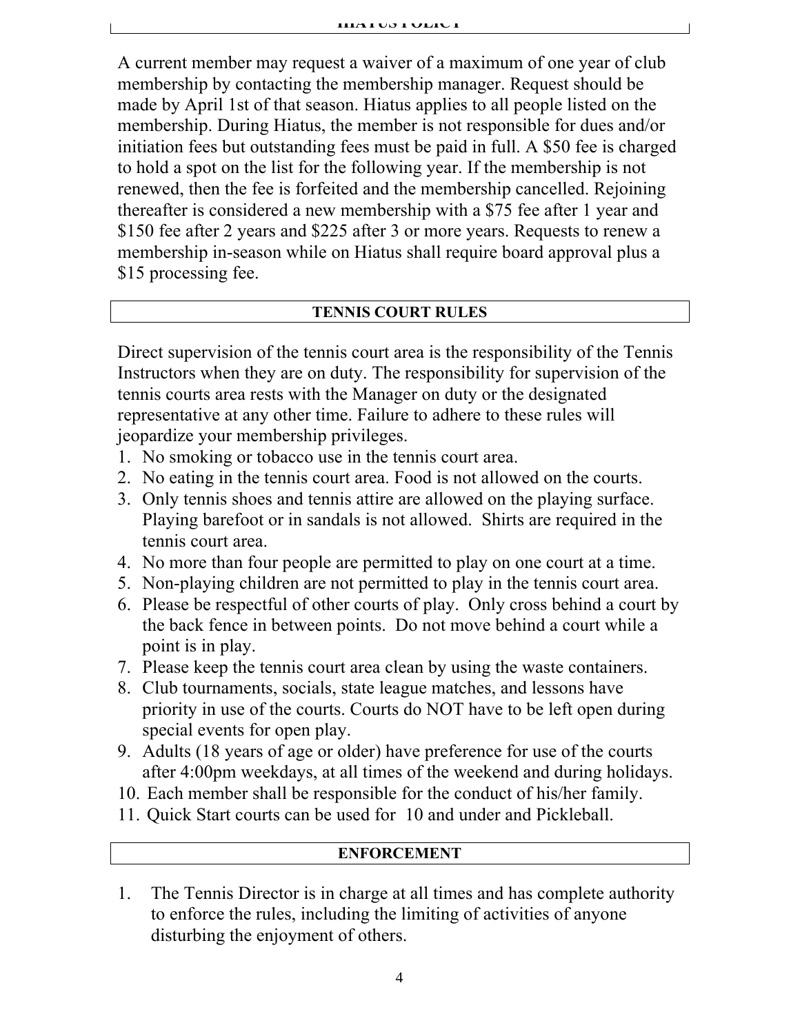## HIATUS POLICY

A current member may request a waiver of a maximum of one year of club membership by contacting the membership manager. Request should be made by April 1st of that season. Hiatus applies to all people listed on the membership. During Hiatus, the member is not responsible for dues and/or initiation fees but outstanding fees must be paid in full. A $50 fee is charged to hold a spot on the list for the following year. If the membership is not renewed, then the fee is forfeited and the membership cancelled. Rejoining thereafter is considered a new membership with a $75 fee after 1 year and $150 fee after 2 years and $225 after 3 or more years. Requests to renew a membership in-season while on Hiatus shall require board approval plus a $15 processing fee.

## TENNIS COURT RULES

Direct supervision of the tennis court area is the responsibility of the Tennis Instructors when they are on duty. The responsibility for supervision of the tennis courts area rests with the Manager on duty or the designated representative at any other time. Failure to adhere to these rules will jeopardize your membership privileges.

1. No smoking or tobacco use in the tennis court area.
2. No eating in the tennis court area. Food is not allowed on the courts.
3. Only tennis shoes and tennis attire are allowed on the playing surface. Playing barefoot or in sandals is not allowed. Shirts are required in the tennis court area.
4. No more than four people are permitted to play on one court at a time.
5. Non-playing children are not permitted to play in the tennis court area.
6. Please be respectful of other courts of play. Only cross behind a court by the back fence in between points. Do not move behind a court while a point is in play.
7. Please keep the tennis court area clean by using the waste containers.
8. Club tournaments, socials, state league matches, and lessons have priority in use of the courts. Courts do NOT have to be left open during special events for open play.
9. Adults (18 years of age or older) have preference for use of the courts after 4:00pm weekdays, at all times of the weekend and during holidays.
10. Each member shall be responsible for the conduct of his/her family.
11. Quick Start courts can be used for 10 and under and Pickleball.

## ENFORCEMENT

1. The Tennis Director is in charge at all times and has complete authority to enforce the rules, including the limiting of activities of anyone disturbing the enjoyment of others.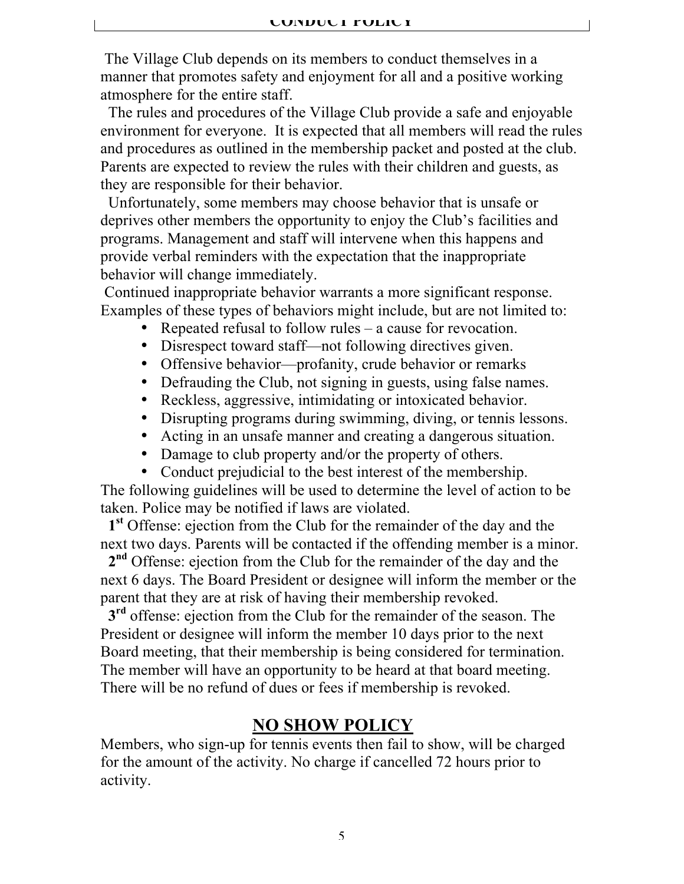# CONDUCT POLICY

The Village Club depends on its members to conduct themselves in a manner that promotes safety and enjoyment for all and a positive working atmosphere for the entire staff.

The rules and procedures of the Village Club provide a safe and enjoyable environment for everyone. It is expected that all members will read the rules and procedures as outlined in the membership packet and posted at the club. Parents are expected to review the rules with their children and guests, as they are responsible for their behavior.

Unfortunately, some members may choose behavior that is unsafe or deprives other members the opportunity to enjoy the Club's facilities and programs. Management and staff will intervene when this happens and provide verbal reminders with the expectation that the inappropriate behavior will change immediately.

Continued inappropriate behavior warrants a more significant response. Examples of these types of behaviors might include, but are not limited to:

- Repeated refusal to follow rules – a cause for revocation.
- Disrespect toward staff—not following directives given.
- Offensive behavior—profanity, crude behavior or remarks
- Defrauding the Club, not signing in guests, using false names.
- Reckless, aggressive, intimidating or intoxicated behavior.
- Disrupting programs during swimming, diving, or tennis lessons.
- Acting in an unsafe manner and creating a dangerous situation.
- Damage to club property and/or the property of others.
- Conduct prejudicial to the best interest of the membership.

The following guidelines will be used to determine the level of action to be taken. Police may be notified if laws are violated.

**1st** Offense: ejection from the Club for the remainder of the day and the next two days. Parents will be contacted if the offending member is a minor.

**2nd** Offense: ejection from the Club for the remainder of the day and the next 6 days. The Board President or designee will inform the member or the parent that they are at risk of having their membership revoked.

**3rd** offense: ejection from the Club for the remainder of the season. The President or designee will inform the member 10 days prior to the next Board meeting, that their membership is being considered for termination. The member will have an opportunity to be heard at that board meeting. There will be no refund of dues or fees if membership is revoked.

## NO SHOW POLICY

Members, who sign-up for tennis events then fail to show, will be charged for the amount of the activity. No charge if cancelled 72 hours prior to activity.